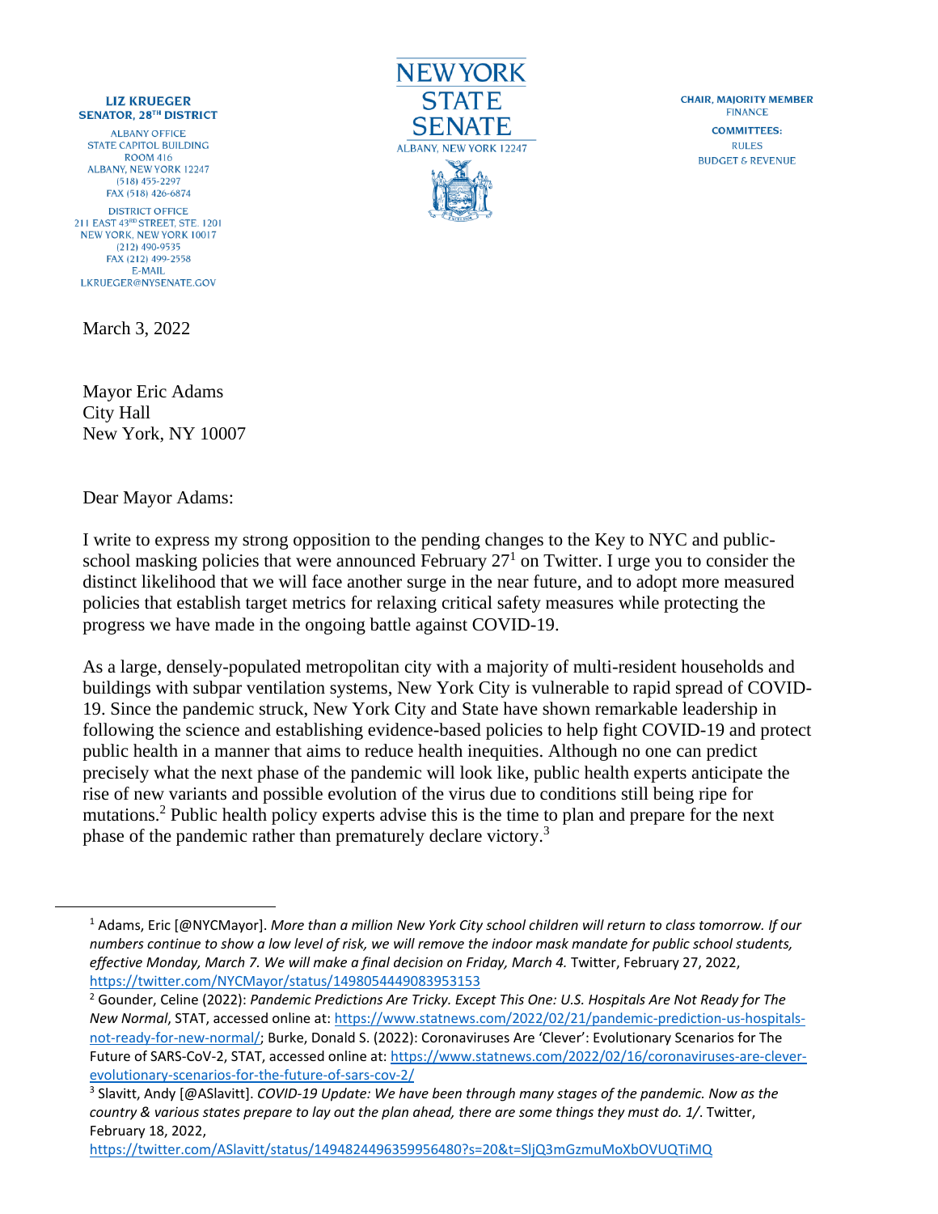**LIZ KRUEGER**
**SENATOR, 28TH DISTRICT**

ALBANY OFFICE
STATE CAPITOL BUILDING
ROOM 416
ALBANY, NEW YORK 12247
(518) 455-2297
FAX (518) 426-6874

DISTRICT OFFICE
211 EAST 43RD STREET, STE. 1201
NEW YORK, NEW YORK 10017
(212) 490-9535
FAX (212) 499-2558
E-MAIL
LKRUEGER@NYSENATE.GOV

NEW YORK
STATE
SENATE
ALBANY, NEW YORK 12247

**CHAIR, MAJORITY MEMBER**
FINANCE

**COMMITTEES:**
RULES
BUDGET & REVENUE

March 3, 2022

Mayor Eric Adams
City Hall
New York, NY 10007

Dear Mayor Adams:

I write to express my strong opposition to the pending changes to the Key to NYC and public-school masking policies that were announced February 27[1] on Twitter. I urge you to consider the distinct likelihood that we will face another surge in the near future, and to adopt more measured policies that establish target metrics for relaxing critical safety measures while protecting the progress we have made in the ongoing battle against COVID-19.

As a large, densely-populated metropolitan city with a majority of multi-resident households and buildings with subpar ventilation systems, New York City is vulnerable to rapid spread of COVID-19. Since the pandemic struck, New York City and State have shown remarkable leadership in following the science and establishing evidence-based policies to help fight COVID-19 and protect public health in a manner that aims to reduce health inequities. Although no one can predict precisely what the next phase of the pandemic will look like, public health experts anticipate the rise of new variants and possible evolution of the virus due to conditions still being ripe for mutations.[2] Public health policy experts advise this is the time to plan and prepare for the next phase of the pandemic rather than prematurely declare victory.[3]

---

[1] Adams, Eric [@NYCMayor]. *More than a million New York City school children will return to class tomorrow. If our numbers continue to show a low level of risk, we will remove the indoor mask mandate for public school students, effective Monday, March 7. We will make a final decision on Friday, March 4.* Twitter, February 27, 2022, https://twitter.com/NYCMayor/status/1498054449083953153

[2] Gounder, Celine (2022): *Pandemic Predictions Are Tricky. Except This One: U.S. Hospitals Are Not Ready for The New Normal*, STAT, accessed online at: https://www.statnews.com/2022/02/21/pandemic-prediction-us-hospitals-not-ready-for-new-normal/; Burke, Donald S. (2022): Coronaviruses Are 'Clever': Evolutionary Scenarios for The Future of SARS-CoV-2, STAT, accessed online at: https://www.statnews.com/2022/02/16/coronaviruses-are-clever-evolutionary-scenarios-for-the-future-of-sars-cov-2/

[3] Slavitt, Andy [@ASlavitt]. *COVID-19 Update: We have been through many stages of the pandemic. Now as the country & various states prepare to lay out the plan ahead, there are some things they must do. 1/.* Twitter, February 18, 2022, https://twitter.com/ASlavitt/status/1494824496359956480?s=20&t=SljQ3mGzmuMoXbOVUQTiMQ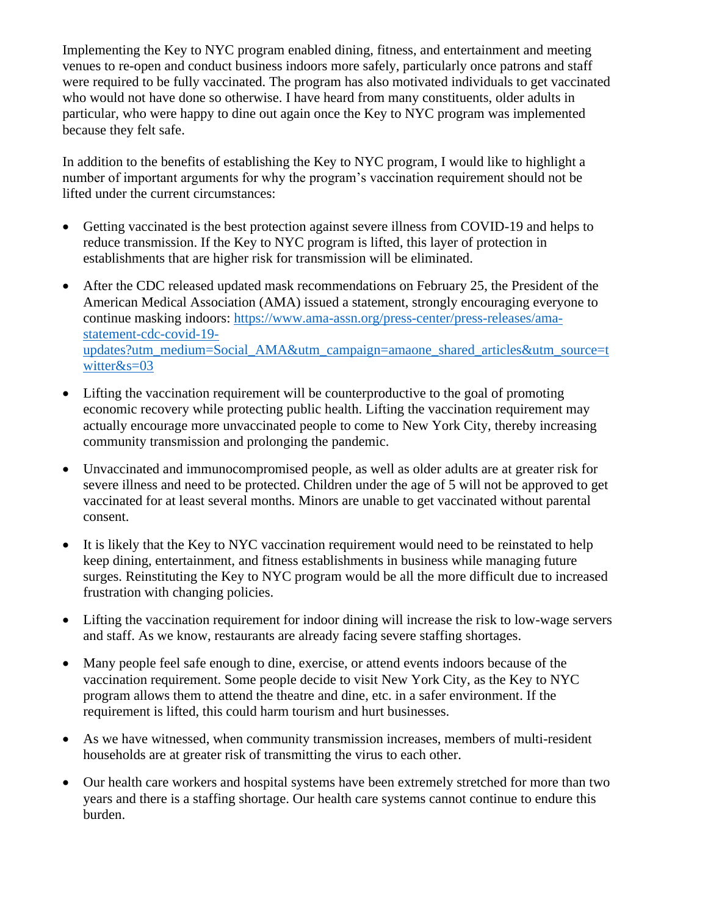Implementing the Key to NYC program enabled dining, fitness, and entertainment and meeting venues to re-open and conduct business indoors more safely, particularly once patrons and staff were required to be fully vaccinated. The program has also motivated individuals to get vaccinated who would not have done so otherwise. I have heard from many constituents, older adults in particular, who were happy to dine out again once the Key to NYC program was implemented because they felt safe.

In addition to the benefits of establishing the Key to NYC program, I would like to highlight a number of important arguments for why the program's vaccination requirement should not be lifted under the current circumstances:

- Getting vaccinated is the best protection against severe illness from COVID-19 and helps to reduce transmission. If the Key to NYC program is lifted, this layer of protection in establishments that are higher risk for transmission will be eliminated.
- After the CDC released updated mask recommendations on February 25, the President of the American Medical Association (AMA) issued a statement, strongly encouraging everyone to continue masking indoors: https://www.ama-assn.org/press-center/press-releases/ama-statement-cdc-covid-19-updates?utm_medium=Social_AMA&utm_campaign=amaone_shared_articles&utm_source=twitter&s=03
- Lifting the vaccination requirement will be counterproductive to the goal of promoting economic recovery while protecting public health. Lifting the vaccination requirement may actually encourage more unvaccinated people to come to New York City, thereby increasing community transmission and prolonging the pandemic.
- Unvaccinated and immunocompromised people, as well as older adults are at greater risk for severe illness and need to be protected. Children under the age of 5 will not be approved to get vaccinated for at least several months. Minors are unable to get vaccinated without parental consent.
- It is likely that the Key to NYC vaccination requirement would need to be reinstated to help keep dining, entertainment, and fitness establishments in business while managing future surges. Reinstituting the Key to NYC program would be all the more difficult due to increased frustration with changing policies.
- Lifting the vaccination requirement for indoor dining will increase the risk to low-wage servers and staff. As we know, restaurants are already facing severe staffing shortages.
- Many people feel safe enough to dine, exercise, or attend events indoors because of the vaccination requirement. Some people decide to visit New York City, as the Key to NYC program allows them to attend the theatre and dine, etc. in a safer environment. If the requirement is lifted, this could harm tourism and hurt businesses.
- As we have witnessed, when community transmission increases, members of multi-resident households are at greater risk of transmitting the virus to each other.
- Our health care workers and hospital systems have been extremely stretched for more than two years and there is a staffing shortage. Our health care systems cannot continue to endure this burden.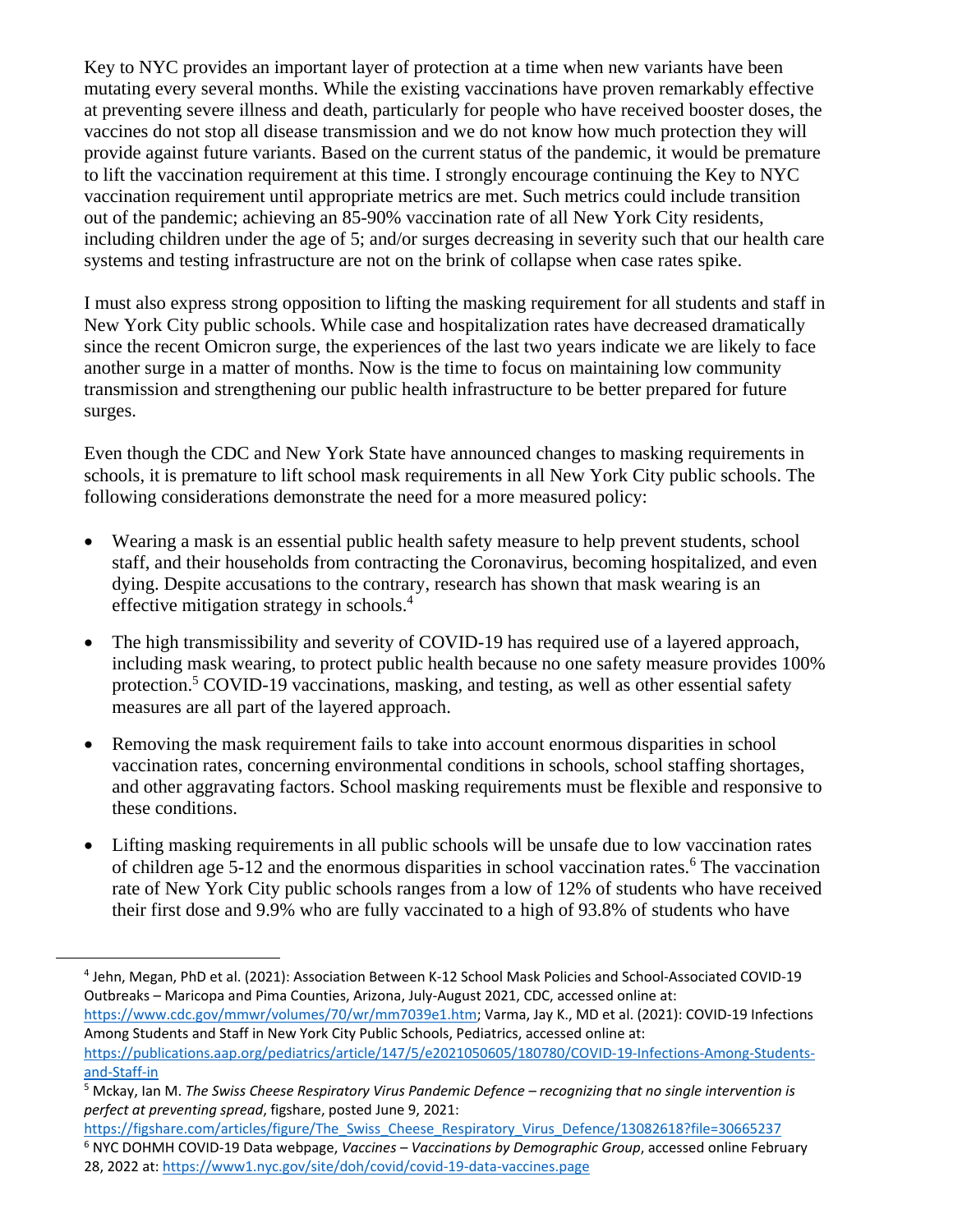Key to NYC provides an important layer of protection at a time when new variants have been mutating every several months. While the existing vaccinations have proven remarkably effective at preventing severe illness and death, particularly for people who have received booster doses, the vaccines do not stop all disease transmission and we do not know how much protection they will provide against future variants. Based on the current status of the pandemic, it would be premature to lift the vaccination requirement at this time. I strongly encourage continuing the Key to NYC vaccination requirement until appropriate metrics are met. Such metrics could include transition out of the pandemic; achieving an 85-90% vaccination rate of all New York City residents, including children under the age of 5; and/or surges decreasing in severity such that our health care systems and testing infrastructure are not on the brink of collapse when case rates spike.

I must also express strong opposition to lifting the masking requirement for all students and staff in New York City public schools. While case and hospitalization rates have decreased dramatically since the recent Omicron surge, the experiences of the last two years indicate we are likely to face another surge in a matter of months. Now is the time to focus on maintaining low community transmission and strengthening our public health infrastructure to be better prepared for future surges.

Even though the CDC and New York State have announced changes to masking requirements in schools, it is premature to lift school mask requirements in all New York City public schools. The following considerations demonstrate the need for a more measured policy:

- Wearing a mask is an essential public health safety measure to help prevent students, school staff, and their households from contracting the Coronavirus, becoming hospitalized, and even dying. Despite accusations to the contrary, research has shown that mask wearing is an effective mitigation strategy in schools.[4]

- The high transmissibility and severity of COVID-19 has required use of a layered approach, including mask wearing, to protect public health because no one safety measure provides 100% protection.[5] COVID-19 vaccinations, masking, and testing, as well as other essential safety measures are all part of the layered approach.

- Removing the mask requirement fails to take into account enormous disparities in school vaccination rates, concerning environmental conditions in schools, school staffing shortages, and other aggravating factors. School masking requirements must be flexible and responsive to these conditions.

- Lifting masking requirements in all public schools will be unsafe due to low vaccination rates of children age 5-12 and the enormous disparities in school vaccination rates.[6] The vaccination rate of New York City public schools ranges from a low of 12% of students who have received their first dose and 9.9% who are fully vaccinated to a high of 93.8% of students who have

---

[4] Jehn, Megan, PhD et al. (2021): Association Between K-12 School Mask Policies and School-Associated COVID-19 Outbreaks – Maricopa and Pima Counties, Arizona, July-August 2021, CDC, accessed online at: https://www.cdc.gov/mmwr/volumes/70/wr/mm7039e1.htm; Varma, Jay K., MD et al. (2021): COVID-19 Infections Among Students and Staff in New York City Public Schools, Pediatrics, accessed online at: https://publications.aap.org/pediatrics/article/147/5/e2021050605/180780/COVID-19-Infections-Among-Students-and-Staff-in

[5] Mckay, Ian M. *The Swiss Cheese Respiratory Virus Pandemic Defence – recognizing that no single intervention is perfect at preventing spread*, figshare, posted June 9, 2021: https://figshare.com/articles/figure/The_Swiss_Cheese_Respiratory_Virus_Defence/13082618?file=30665237

[6] NYC DOHMH COVID-19 Data webpage, *Vaccines – Vaccinations by Demographic Group*, accessed online February 28, 2022 at: https://www1.nyc.gov/site/doh/covid/covid-19-data-vaccines.page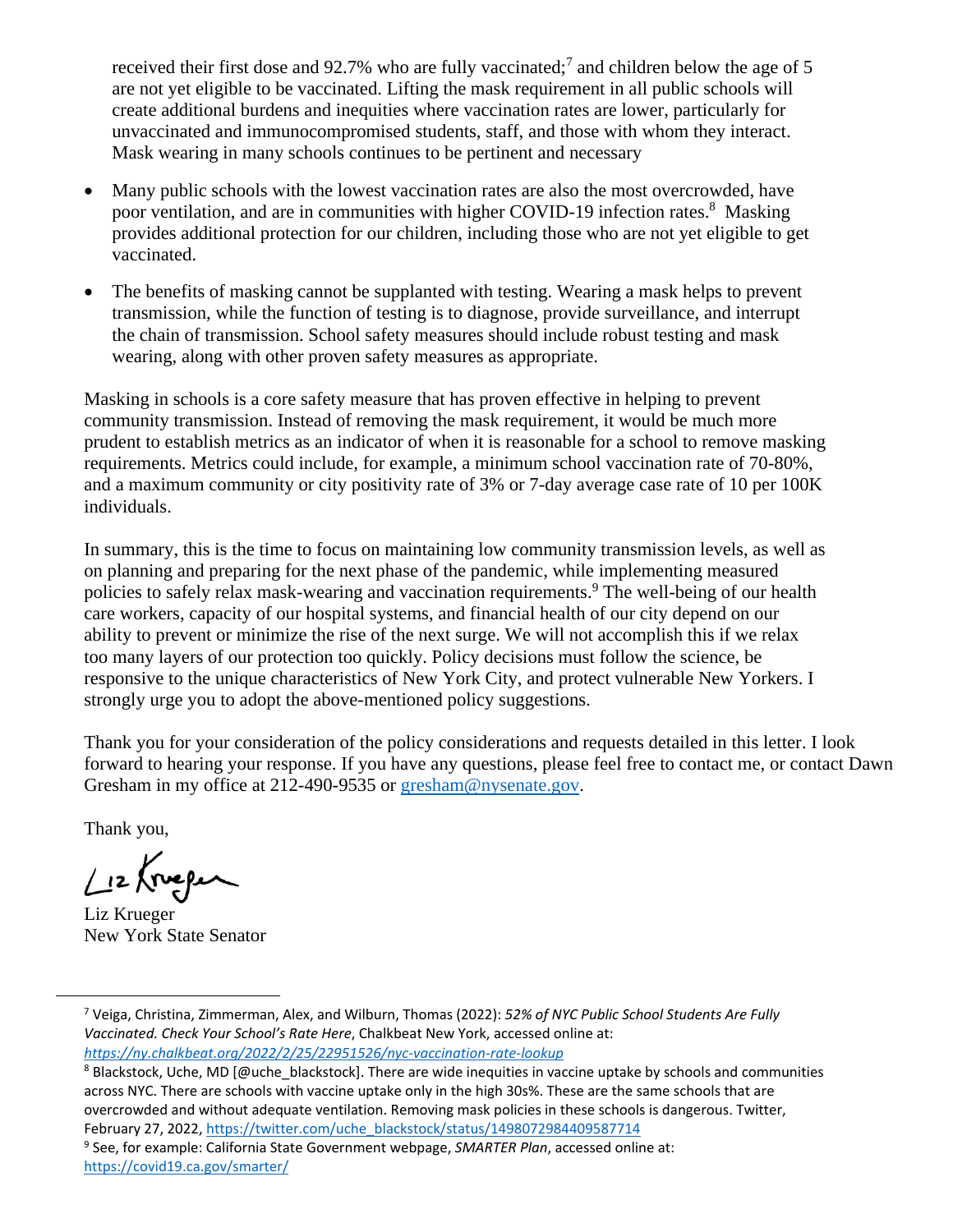received their first dose and 92.7% who are fully vaccinated;[7] and children below the age of 5 are not yet eligible to be vaccinated. Lifting the mask requirement in all public schools will create additional burdens and inequities where vaccination rates are lower, particularly for unvaccinated and immunocompromised students, staff, and those with whom they interact. Mask wearing in many schools continues to be pertinent and necessary

- Many public schools with the lowest vaccination rates are also the most overcrowded, have poor ventilation, and are in communities with higher COVID-19 infection rates.[8] Masking provides additional protection for our children, including those who are not yet eligible to get vaccinated.
- The benefits of masking cannot be supplanted with testing. Wearing a mask helps to prevent transmission, while the function of testing is to diagnose, provide surveillance, and interrupt the chain of transmission. School safety measures should include robust testing and mask wearing, along with other proven safety measures as appropriate.

Masking in schools is a core safety measure that has proven effective in helping to prevent community transmission. Instead of removing the mask requirement, it would be much more prudent to establish metrics as an indicator of when it is reasonable for a school to remove masking requirements. Metrics could include, for example, a minimum school vaccination rate of 70-80%, and a maximum community or city positivity rate of 3% or 7-day average case rate of 10 per 100K individuals.

In summary, this is the time to focus on maintaining low community transmission levels, as well as on planning and preparing for the next phase of the pandemic, while implementing measured policies to safely relax mask-wearing and vaccination requirements.[9] The well-being of our health care workers, capacity of our hospital systems, and financial health of our city depend on our ability to prevent or minimize the rise of the next surge. We will not accomplish this if we relax too many layers of our protection too quickly. Policy decisions must follow the science, be responsive to the unique characteristics of New York City, and protect vulnerable New Yorkers. I strongly urge you to adopt the above-mentioned policy suggestions.

Thank you for your consideration of the policy considerations and requests detailed in this letter. I look forward to hearing your response. If you have any questions, please feel free to contact me, or contact Dawn Gresham in my office at 212-490-9535 or gresham@nysenate.gov.

Thank you,

Liz Krueger
New York State Senator

---

[7] Veiga, Christina, Zimmerman, Alex, and Wilburn, Thomas (2022): *52% of NYC Public School Students Are Fully Vaccinated. Check Your School's Rate Here*, Chalkbeat New York, accessed online at: *https://ny.chalkbeat.org/2022/2/25/22951526/nyc-vaccination-rate-lookup*

[8] Blackstock, Uche, MD [@uche_blackstock]. There are wide inequities in vaccine uptake by schools and communities across NYC. There are schools with vaccine uptake only in the high 30s%. These are the same schools that are overcrowded and without adequate ventilation. Removing mask policies in these schools is dangerous. Twitter, February 27, 2022, https://twitter.com/uche_blackstock/status/1498072984409587714

[9] See, for example: California State Government webpage, *SMARTER Plan*, accessed online at: https://covid19.ca.gov/smarter/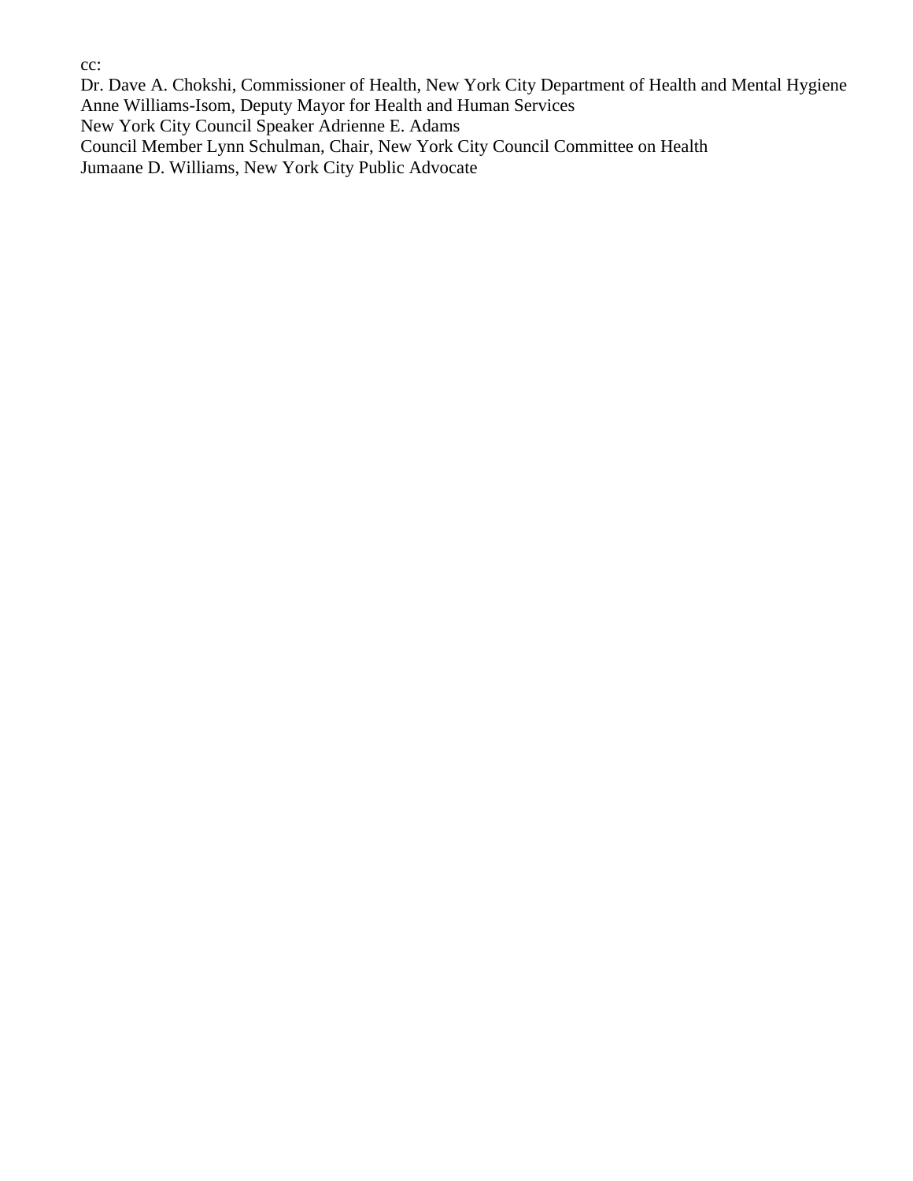cc:
Dr. Dave A. Chokshi, Commissioner of Health, New York City Department of Health and Mental Hygiene
Anne Williams-Isom, Deputy Mayor for Health and Human Services
New York City Council Speaker Adrienne E. Adams
Council Member Lynn Schulman, Chair, New York City Council Committee on Health
Jumaane D. Williams, New York City Public Advocate